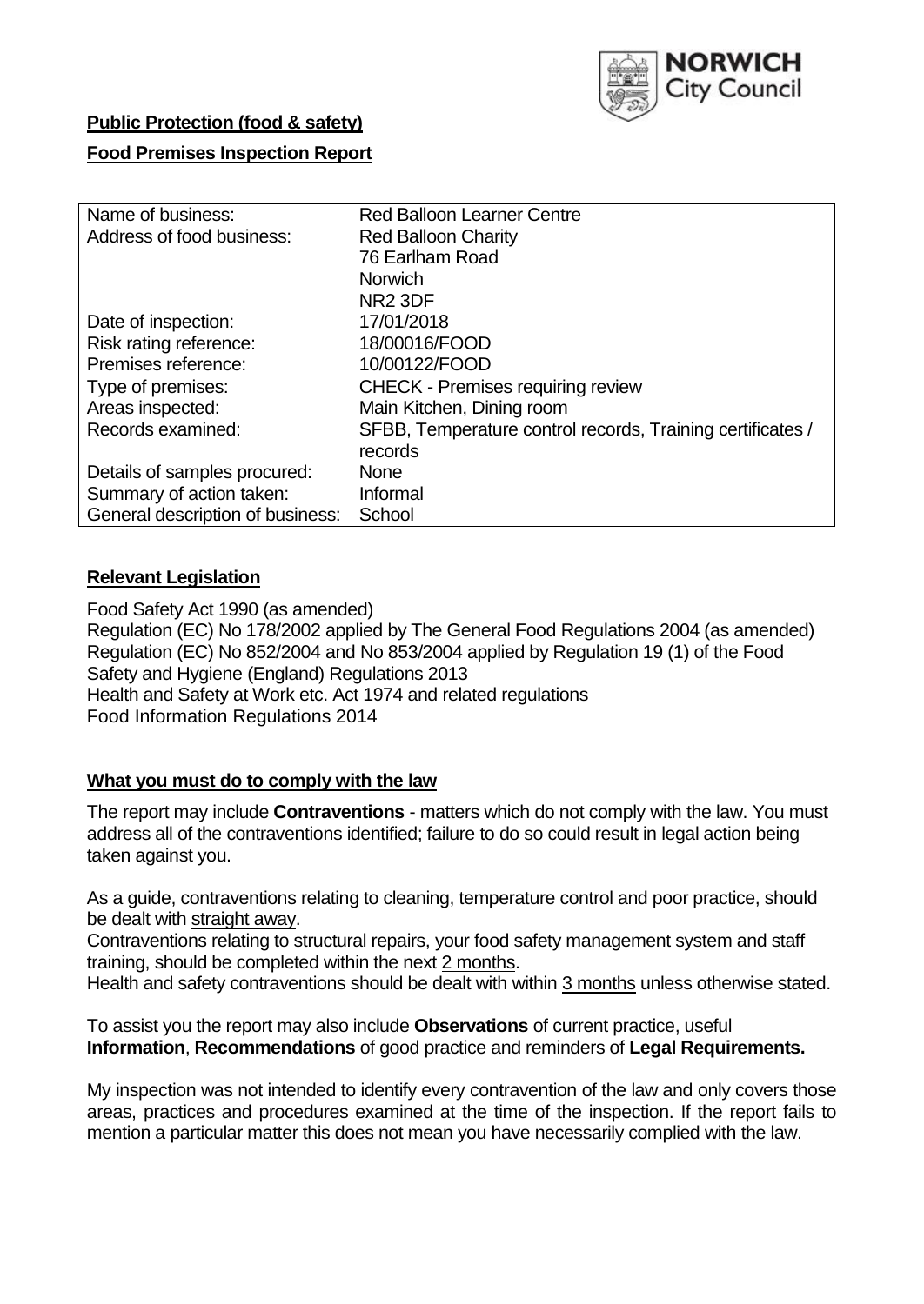**Public Protection (food & safety)**

**Food Premises Inspection Report**

| Name of business: | Red Balloon Learner Centre |
| --- | --- |
| Address of food business: | Red Balloon Charity<br>76 Earlham Road<br>Norwich<br>NR2 3DF |
| Date of inspection: | 17/01/2018 |
| Risk rating reference: | 18/00016/FOOD |
| Premises reference: | 10/00122/FOOD |
| Type of premises: | CHECK - Premises requiring review |
| Areas inspected: | Main Kitchen, Dining room |
| Records examined: | SFBB, Temperature control records, Training certificates / records |
| Details of samples procured: | None |
| Summary of action taken: | Informal |
| General description of business: | School |

## Relevant Legislation

Food Safety Act 1990 (as amended)
Regulation (EC) No 178/2002 applied by The General Food Regulations 2004 (as amended)
Regulation (EC) No 852/2004 and No 853/2004 applied by Regulation 19 (1) of the Food Safety and Hygiene (England) Regulations 2013
Health and Safety at Work etc. Act 1974 and related regulations
Food Information Regulations 2014

## What you must do to comply with the law

The report may include **Contraventions** - matters which do not comply with the law. You must address all of the contraventions identified; failure to do so could result in legal action being taken against you.

As a guide, contraventions relating to cleaning, temperature control and poor practice, should be dealt with straight away.

Contraventions relating to structural repairs, your food safety management system and staff training, should be completed within the next 2 months.

Health and safety contraventions should be dealt with within 3 months unless otherwise stated.

To assist you the report may also include **Observations** of current practice, useful **Information**, **Recommendations** of good practice and reminders of **Legal Requirements.**

My inspection was not intended to identify every contravention of the law and only covers those areas, practices and procedures examined at the time of the inspection. If the report fails to mention a particular matter this does not mean you have necessarily complied with the law.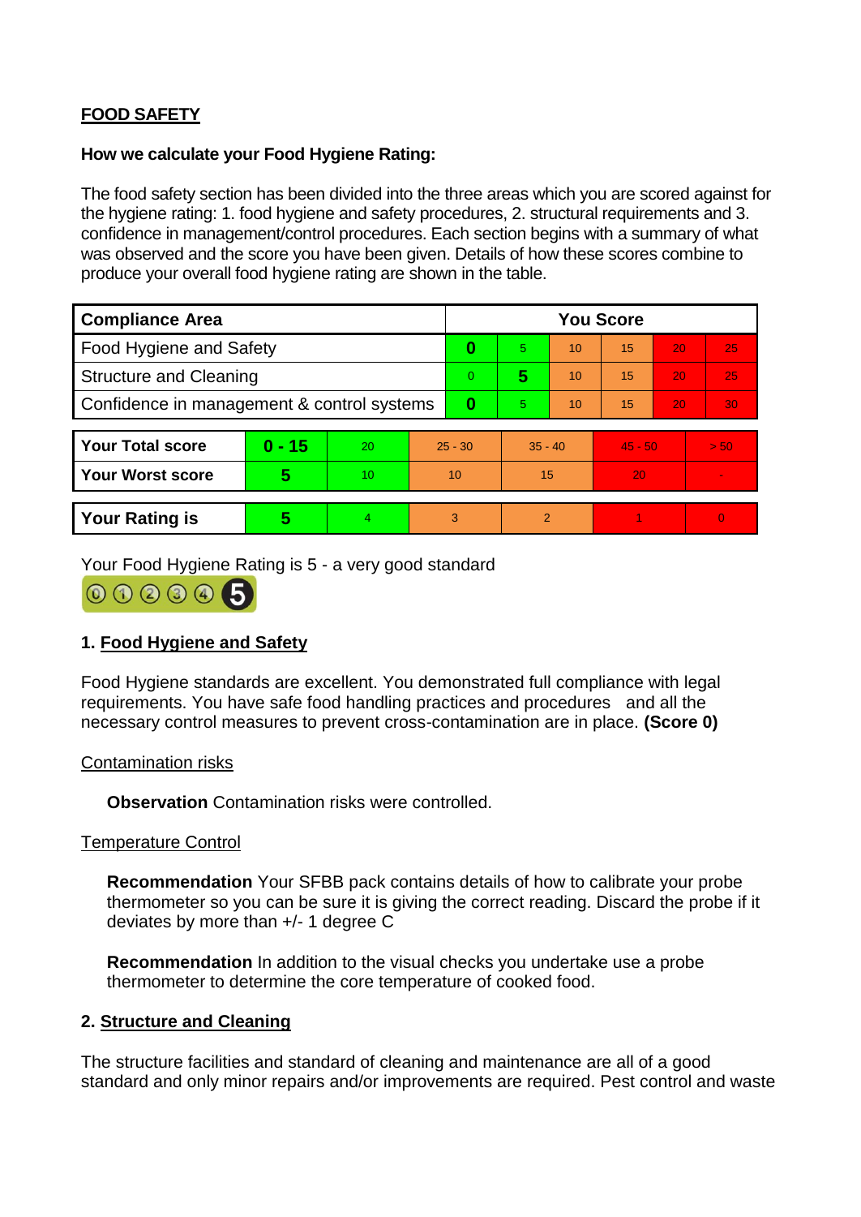**FOOD SAFETY**

**How we calculate your Food Hygiene Rating:**

The food safety section has been divided into the three areas which you are scored against for the hygiene rating: 1. food hygiene and safety procedures, 2. structural requirements and 3. confidence in management/control procedures. Each section begins with a summary of what was observed and the score you have been given. Details of how these scores combine to produce your overall food hygiene rating are shown in the table.

| Compliance Area | You Score | | | | | |
|---|---|---|---|---|---|---|
| Food Hygiene and Safety | **0** | 5 | 10 | 15 | 20 | 25 |
| Structure and Cleaning | 0 | **5** | 10 | 15 | 20 | 25 |
| Confidence in management & control systems | **0** | 5 | 10 | 15 | 20 | 30 |

| | | | | | | |
|---|---|---|---|---|---|---|
| **Your Total score** | **0 - 15** | 20 | 25 - 30 | 35 - 40 | 45 - 50 | > 50 |
| **Your Worst score** | **5** | 10 | 10 | 15 | 20 | - |

| | | | | | | |
|---|---|---|---|---|---|---|
| **Your Rating is** | **5** | 4 | 3 | 2 | 1 | 0 |

Your Food Hygiene Rating is 5 - a very good standard

## 1. Food Hygiene and Safety

Food Hygiene standards are excellent. You demonstrated full compliance with legal requirements. You have safe food handling practices and procedures and all the necessary control measures to prevent cross-contamination are in place. **(Score 0)**

Contamination risks

**Observation** Contamination risks were controlled.

Temperature Control

**Recommendation** Your SFBB pack contains details of how to calibrate your probe thermometer so you can be sure it is giving the correct reading. Discard the probe if it deviates by more than +/- 1 degree C

**Recommendation** In addition to the visual checks you undertake use a probe thermometer to determine the core temperature of cooked food.

## 2. Structure and Cleaning

The structure facilities and standard of cleaning and maintenance are all of a good standard and only minor repairs and/or improvements are required. Pest control and waste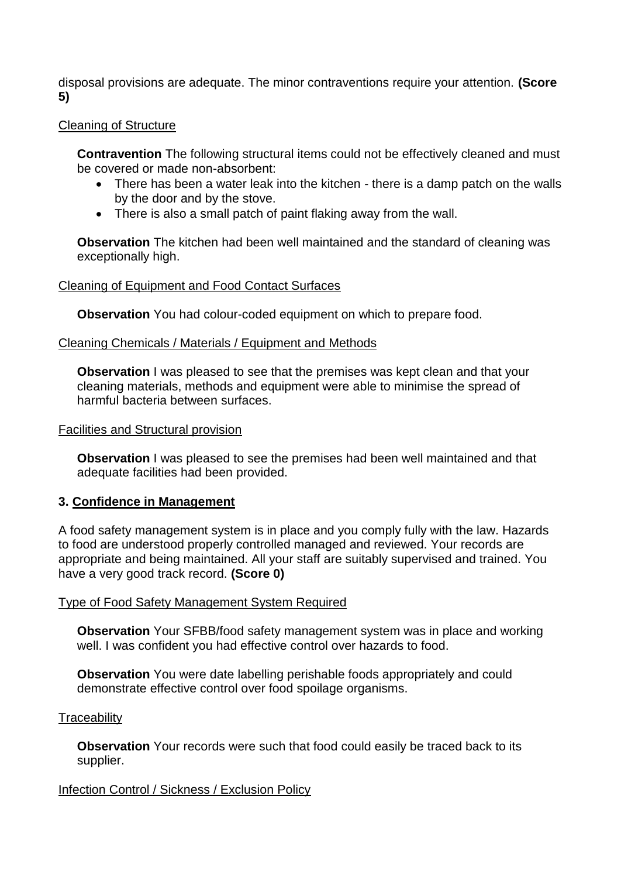disposal provisions are adequate. The minor contraventions require your attention. **(Score 5)**

Cleaning of Structure

**Contravention** The following structural items could not be effectively cleaned and must be covered or made non-absorbent:

- There has been a water leak into the kitchen - there is a damp patch on the walls by the door and by the stove.
- There is also a small patch of paint flaking away from the wall.

**Observation** The kitchen had been well maintained and the standard of cleaning was exceptionally high.

Cleaning of Equipment and Food Contact Surfaces

**Observation** You had colour-coded equipment on which to prepare food.

Cleaning Chemicals / Materials / Equipment and Methods

**Observation** I was pleased to see that the premises was kept clean and that your cleaning materials, methods and equipment were able to minimise the spread of harmful bacteria between surfaces.

Facilities and Structural provision

**Observation** I was pleased to see the premises had been well maintained and that adequate facilities had been provided.

### 3. Confidence in Management

A food safety management system is in place and you comply fully with the law. Hazards to food are understood properly controlled managed and reviewed. Your records are appropriate and being maintained. All your staff are suitably supervised and trained. You have a very good track record. **(Score 0)**

Type of Food Safety Management System Required

**Observation** Your SFBB/food safety management system was in place and working well. I was confident you had effective control over hazards to food.

**Observation** You were date labelling perishable foods appropriately and could demonstrate effective control over food spoilage organisms.

Traceability

**Observation** Your records were such that food could easily be traced back to its supplier.

Infection Control / Sickness / Exclusion Policy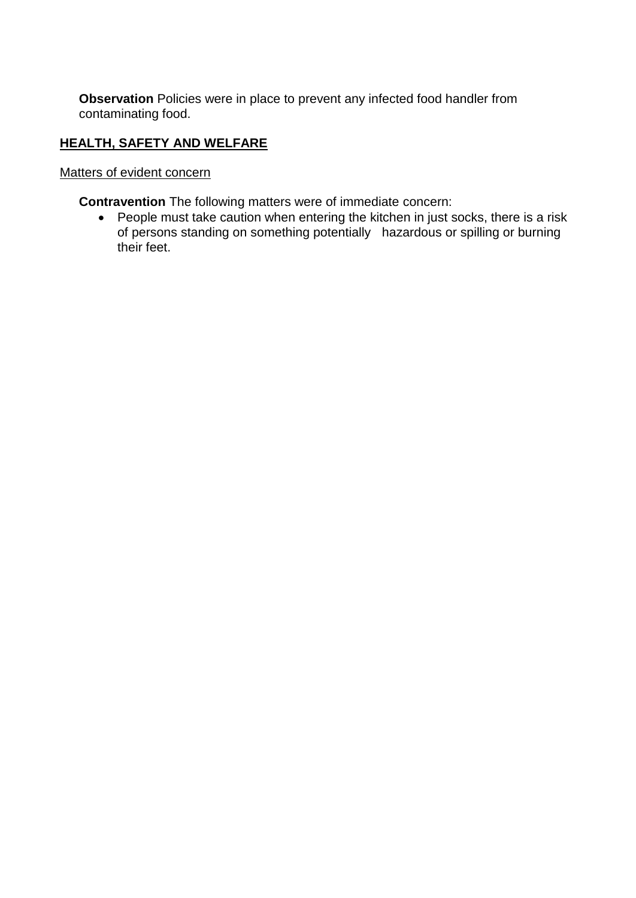**Observation** Policies were in place to prevent any infected food handler from contaminating food.

## HEALTH, SAFETY AND WELFARE

Matters of evident concern

**Contravention** The following matters were of immediate concern:

- People must take caution when entering the kitchen in just socks, there is a risk of persons standing on something potentially hazardous or spilling or burning their feet.